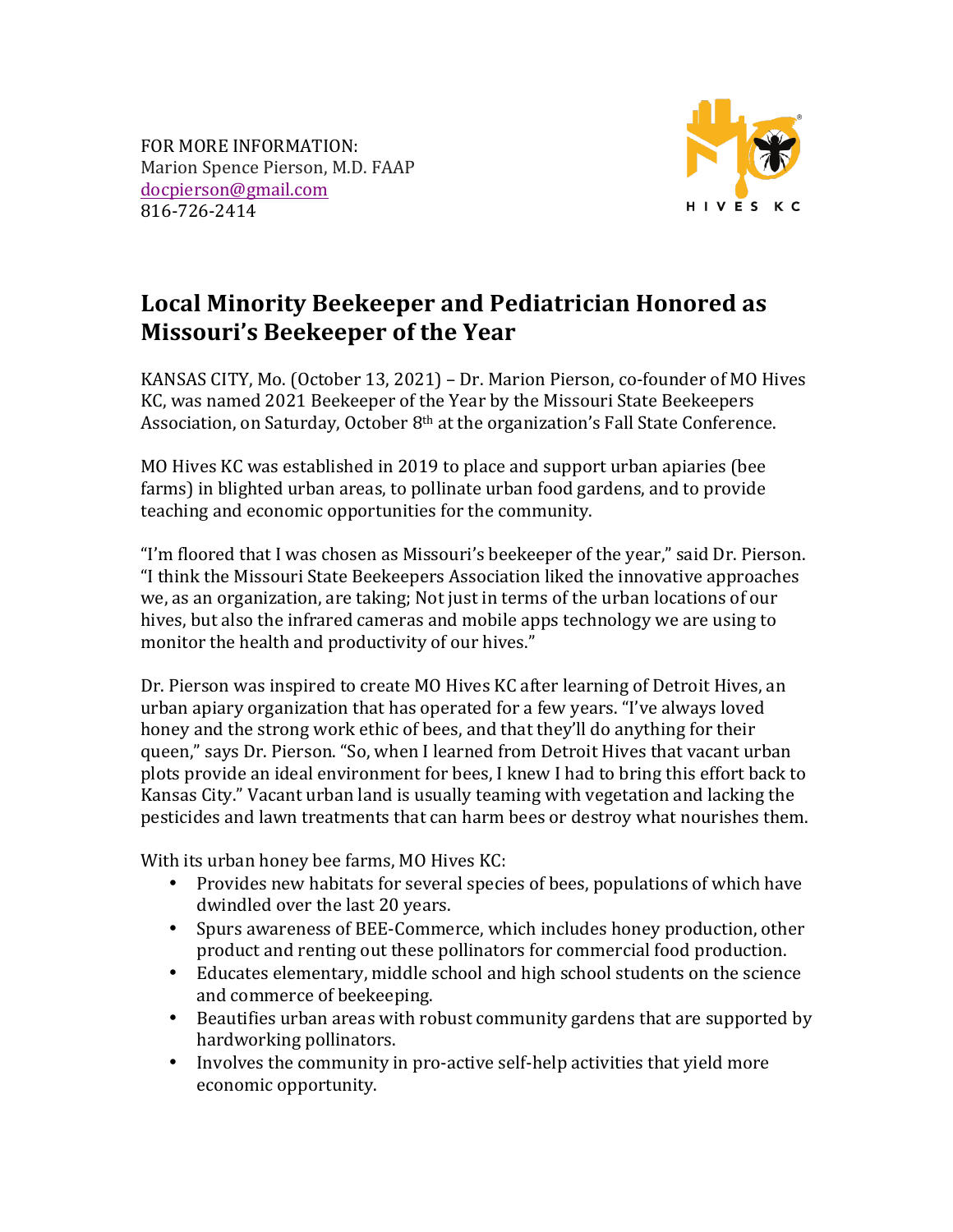FOR MORE INFORMATION:
Marion Spence Pierson, M.D. FAAP
docpierson@gmail.com
816-726-2414

HIVES KC

# Local Minority Beekeeper and Pediatrician Honored as Missouri's Beekeeper of the Year

KANSAS CITY, Mo. (October 13, 2021) – Dr. Marion Pierson, co-founder of MO Hives KC, was named 2021 Beekeeper of the Year by the Missouri State Beekeepers Association, on Saturday, October 8th at the organization's Fall State Conference.

MO Hives KC was established in 2019 to place and support urban apiaries (bee farms) in blighted urban areas, to pollinate urban food gardens, and to provide teaching and economic opportunities for the community.

"I'm floored that I was chosen as Missouri's beekeeper of the year," said Dr. Pierson. "I think the Missouri State Beekeepers Association liked the innovative approaches we, as an organization, are taking; Not just in terms of the urban locations of our hives, but also the infrared cameras and mobile apps technology we are using to monitor the health and productivity of our hives."

Dr. Pierson was inspired to create MO Hives KC after learning of Detroit Hives, an urban apiary organization that has operated for a few years. "I've always loved honey and the strong work ethic of bees, and that they'll do anything for their queen," says Dr. Pierson. "So, when I learned from Detroit Hives that vacant urban plots provide an ideal environment for bees, I knew I had to bring this effort back to Kansas City." Vacant urban land is usually teaming with vegetation and lacking the pesticides and lawn treatments that can harm bees or destroy what nourishes them.

With its urban honey bee farms, MO Hives KC:

- Provides new habitats for several species of bees, populations of which have dwindled over the last 20 years.
- Spurs awareness of BEE-Commerce, which includes honey production, other product and renting out these pollinators for commercial food production.
- Educates elementary, middle school and high school students on the science and commerce of beekeeping.
- Beautifies urban areas with robust community gardens that are supported by hardworking pollinators.
- Involves the community in pro-active self-help activities that yield more economic opportunity.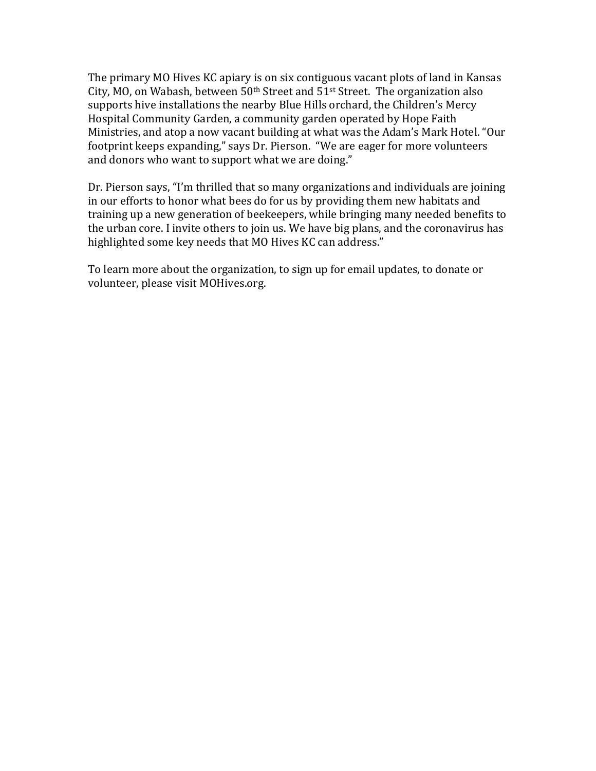The primary MO Hives KC apiary is on six contiguous vacant plots of land in Kansas City, MO, on Wabash, between 50th Street and 51st Street. The organization also supports hive installations the nearby Blue Hills orchard, the Children's Mercy Hospital Community Garden, a community garden operated by Hope Faith Ministries, and atop a now vacant building at what was the Adam's Mark Hotel. "Our footprint keeps expanding," says Dr. Pierson. "We are eager for more volunteers and donors who want to support what we are doing."

Dr. Pierson says, "I'm thrilled that so many organizations and individuals are joining in our efforts to honor what bees do for us by providing them new habitats and training up a new generation of beekeepers, while bringing many needed benefits to the urban core. I invite others to join us. We have big plans, and the coronavirus has highlighted some key needs that MO Hives KC can address."

To learn more about the organization, to sign up for email updates, to donate or volunteer, please visit MOHives.org.